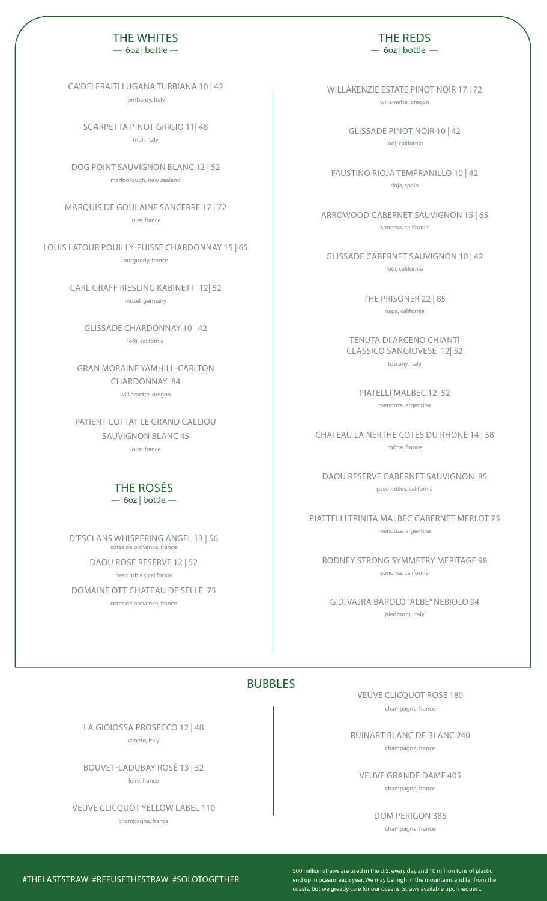## THE WHITES

— 6oz | bottle —

CA'DEI FRAITI LUGANA TURBIANA 10 | 42
lombardy, Italy

SCARPETTA PINOT GRIGIO 11| 48
friuli, italy

DOG POINT SAUVIGNON BLANC 12 | 52
marlborough, new zealand

MARQUIS DE GOULAINE SANCERRE 17 | 72
loire, france

LOUIS LATOUR POUILLY-FUISSE CHARDONNAY 15 | 65
burgundy, france

CARL GRAFF RIESLING KABINETT 12| 52
mosel, germany

GLISSADE CHARDONNAY 10 | 42
lodi, california

GRAN MORAINE YAMHILL-CARLTON CHARDONNAY 84
williamette, oregon

PATIENT COTTAT LE GRAND CALLIOU SAUVIGNON BLANC 45
loire, france

## THE ROSÉS

— 6oz | bottle —

D'ESCLANS WHISPERING ANGEL 13 | 56
cotes de provence, france

DAOU ROSE RESERVE 12 | 52
paso robles, california

DOMAINE OTT CHATEAU DE SELLE 75
cotes de provence, france

## THE REDS

— 6oz | bottle —

WILLAKENZIE ESTATE PINOT NOIR 17 | 72
willamette, oregon

GLISSADE PINOT NOIR 10 | 42
lodi, california

FAUSTINO RIOJA TEMPRANILLO 10 | 42
rioja, spain

ARROWOOD CABERNET SAUVIGNON 15 | 65
sonoma, california

GLISSADE CABERNET SAUVIGNON 10 | 42
lodi, california

THE PRISONER 22 | 85
napa, california

TENUTA DI ARCENO CHIANTI CLASSICO SANGIOVESE 12| 52
tuscany, italy

PIATELLI MALBEC 12 |52
mendoza, argentina

CHATEAU LA NERTHE COTES DU RHONE 14 | 58
rhône, france

DAOU RESERVE CABERNET SAUVIGNON 85
paso robles, california

PIATTELLI TRINITA MALBEC CABERNET MERLOT 75
mendoza, argentina

RODNEY STRONG SYMMETRY MERITAGE 98
sonoma, california

G.D. VAJRA BAROLO "ALBE" NEBIOLO 94
piedmont, italy

## BUBBLES

LA GIOIOSSA PROSECCO 12 | 48
veneto, italy

BOUVET-LADUBAY ROSÉ 13 | 52
loire, france

VEUVE CLICQUOT YELLOW LABEL 110
champagne, france

VEUVE CLICQUOT ROSE 180
champagne, france

RUINART BLANC DE BLANC 240
champagne, france

VEUVE GRANDE DAME 405
champagne, france

DOM PERIGON 385
champagne, france

#THELASTSTRAW #REFUSETHESTRAW #SOLOTOGETHER

500 million straws are used in the U.S. every day and 10 million tons of plastic end up in oceans each year. We may be high in the mountains and far from the coasts, but we greatly care for our oceans. Straws available upon request.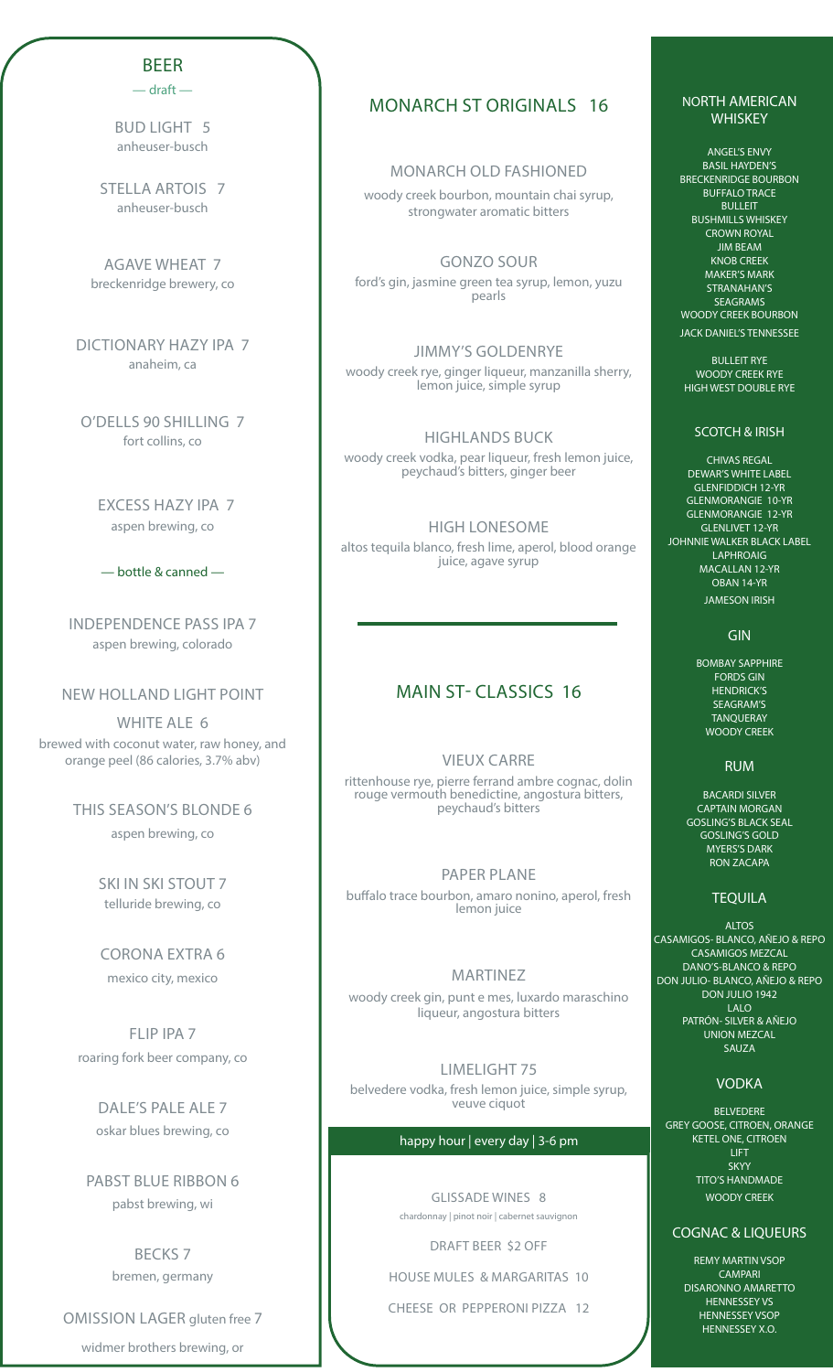## BEER

— draft —

BUD LIGHT 5
anheuser-busch

STELLA ARTOIS 7
anheuser-busch

AGAVE WHEAT 7
breckenridge brewery, co

DICTIONARY HAZY IPA 7
anaheim, ca

O'DELLS 90 SHILLING 7
fort collins, co

EXCESS HAZY IPA 7
aspen brewing, co

— bottle & canned —

INDEPENDENCE PASS IPA 7
aspen brewing, colorado

NEW HOLLAND LIGHT POINT WHITE ALE 6
brewed with coconut water, raw honey, and orange peel (86 calories, 3.7% abv)

THIS SEASON'S BLONDE 6
aspen brewing, co

SKI IN SKI STOUT 7
telluride brewing, co

CORONA EXTRA 6
mexico city, mexico

FLIP IPA 7
roaring fork beer company, co

DALE'S PALE ALE 7
oskar blues brewing, co

PABST BLUE RIBBON 6
pabst brewing, wi

BECKS 7
bremen, germany

OMISSION LAGER gluten free 7
widmer brothers brewing, or

## MONARCH ST ORIGINALS 16

MONARCH OLD FASHIONED
woody creek bourbon, mountain chai syrup, strongwater aromatic bitters

GONZO SOUR
ford's gin, jasmine green tea syrup, lemon, yuzu pearls

JIMMY'S GOLDENRYE
woody creek rye, ginger liqueur, manzanilla sherry, lemon juice, simple syrup

HIGHLANDS BUCK
woody creek vodka, pear liqueur, fresh lemon juice, peychaud's bitters, ginger beer

HIGH LONESOME
altos tequila blanco, fresh lime, aperol, blood orange juice, agave syrup

## MAIN ST- CLASSICS 16

VIEUX CARRE
rittenhouse rye, pierre ferrand ambre cognac, dolin rouge vermouth benedictine, angostura bitters, peychaud's bitters

PAPER PLANE
buffalo trace bourbon, amaro nonino, aperol, fresh lemon juice

MARTINEZ
woody creek gin, punt e mes, luxardo maraschino liqueur, angostura bitters

LIMELIGHT 75
belvedere vodka, fresh lemon juice, simple syrup, veuve ciquot

### happy hour | every day | 3-6 pm

GLISSADE WINES 8
chardonnay | pinot noir | cabernet sauvignon

DRAFT BEER $2 OFF

HOUSE MULES & MARGARITAS 10

CHEESE OR PEPPERONI PIZZA 12

## NORTH AMERICAN WHISKEY

ANGEL'S ENVY
BASIL HAYDEN'S
BRECKENRIDGE BOURBON
BUFFALO TRACE
BULLEIT
BUSHMILLS WHISKEY
CROWN ROYAL
JIM BEAM
KNOB CREEK
MAKER'S MARK
STRANAHAN'S
SEAGRAMS
WOODY CREEK BOURBON
JACK DANIEL'S TENNESSEE

BULLEIT RYE
WOODY CREEK RYE
HIGH WEST DOUBLE RYE

## SCOTCH & IRISH

CHIVAS REGAL
DEWAR'S WHITE LABEL
GLENFIDDICH 12-YR
GLENMORANGIE 10-YR
GLENMORANGIE 12-YR
GLENLIVET 12-YR
JOHNNIE WALKER BLACK LABEL
LAPHROAIG
MACALLAN 12-YR
OBAN 14-YR
JAMESON IRISH

## GIN

BOMBAY SAPPHIRE
FORDS GIN
HENDRICK'S
SEAGRAM'S
TANQUERAY
WOODY CREEK

## RUM

BACARDI SILVER
CAPTAIN MORGAN
GOSLING'S BLACK SEAL
GOSLING'S GOLD
MYERS'S DARK
RON ZACAPA

## TEQUILA

ALTOS
CASAMIGOS- BLANCO, AÑEJO & REPO
CASAMIGOS MEZCAL
DANO'S-BLANCO & REPO
DON JULIO- BLANCO, AÑEJO & REPO
DON JULIO 1942
LALO
PATRÓN- SILVER & AÑEJO
UNION MEZCAL
SAUZA

## VODKA

BELVEDERE
GREY GOOSE, CITROEN, ORANGE
KETEL ONE, CITROEN
LIFT
SKYY
TITO'S HANDMADE
WOODY CREEK

## COGNAC & LIQUEURS

REMY MARTIN VSOP
CAMPARI
DISARONNO AMARETTO
HENNESSEY VS
HENNESSEY VSOP
HENNESSEY X.O.